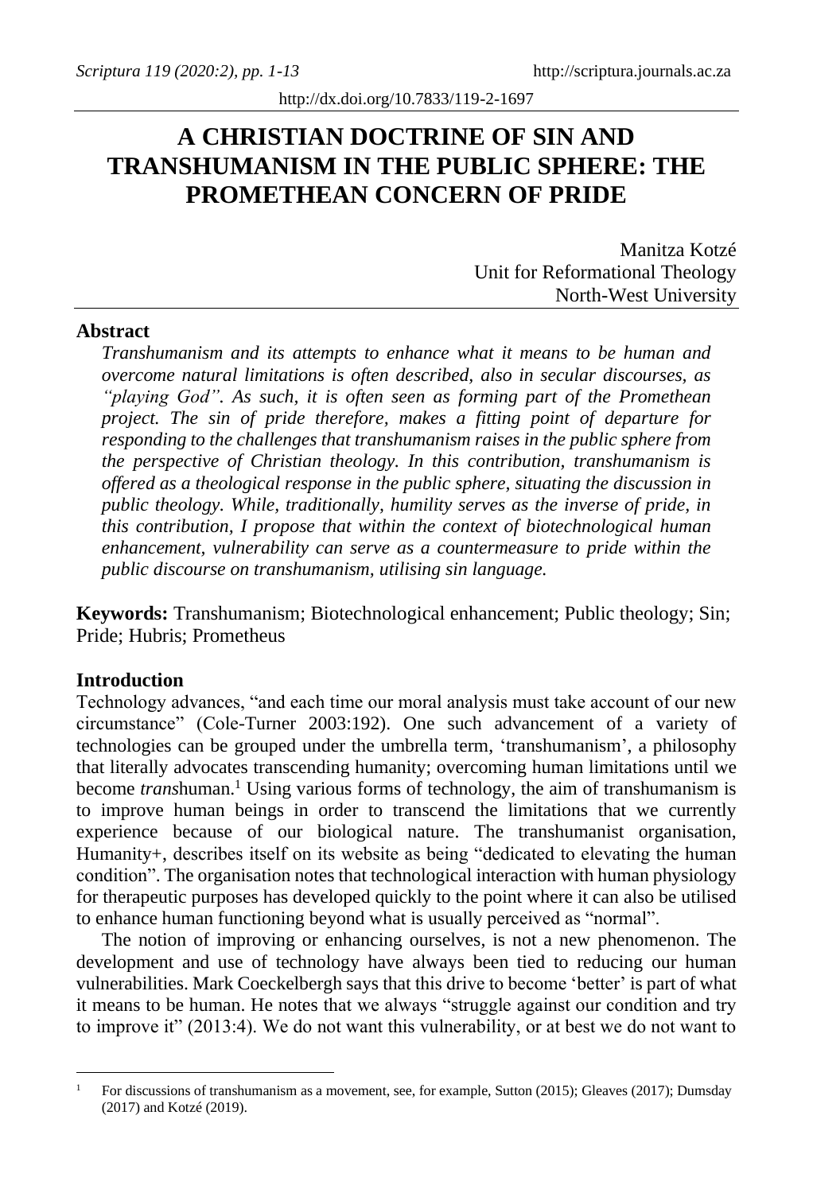# A CHRISTIAN DOCTRINE OF SIN AND TRANSHUMANISM IN THE PUBLIC SPHERE: THE PROMETHEAN CONCERN OF PRIDE

Manitza Kotzé
Unit for Reformational Theology
North-West University

## Abstract

*Transhumanism and its attempts to enhance what it means to be human and overcome natural limitations is often described, also in secular discourses, as "playing God". As such, it is often seen as forming part of the Promethean project. The sin of pride therefore, makes a fitting point of departure for responding to the challenges that transhumanism raises in the public sphere from the perspective of Christian theology. In this contribution, transhumanism is offered as a theological response in the public sphere, situating the discussion in public theology. While, traditionally, humility serves as the inverse of pride, in this contribution, I propose that within the context of biotechnological human enhancement, vulnerability can serve as a countermeasure to pride within the public discourse on transhumanism, utilising sin language.*

**Keywords:** Transhumanism; Biotechnological enhancement; Public theology; Sin; Pride; Hubris; Prometheus

## Introduction

Technology advances, "and each time our moral analysis must take account of our new circumstance" (Cole-Turner 2003:192). One such advancement of a variety of technologies can be grouped under the umbrella term, 'transhumanism', a philosophy that literally advocates transcending humanity; overcoming human limitations until we become *trans*human.[1] Using various forms of technology, the aim of transhumanism is to improve human beings in order to transcend the limitations that we currently experience because of our biological nature. The transhumanist organisation, Humanity+, describes itself on its website as being "dedicated to elevating the human condition". The organisation notes that technological interaction with human physiology for therapeutic purposes has developed quickly to the point where it can also be utilised to enhance human functioning beyond what is usually perceived as "normal".

The notion of improving or enhancing ourselves, is not a new phenomenon. The development and use of technology have always been tied to reducing our human vulnerabilities. Mark Coeckelbergh says that this drive to become 'better' is part of what it means to be human. He notes that we always "struggle against our condition and try to improve it" (2013:4). We do not want this vulnerability, or at best we do not want to

---

[1] For discussions of transhumanism as a movement, see, for example, Sutton (2015); Gleaves (2017); Dumsday (2017) and Kotzé (2019).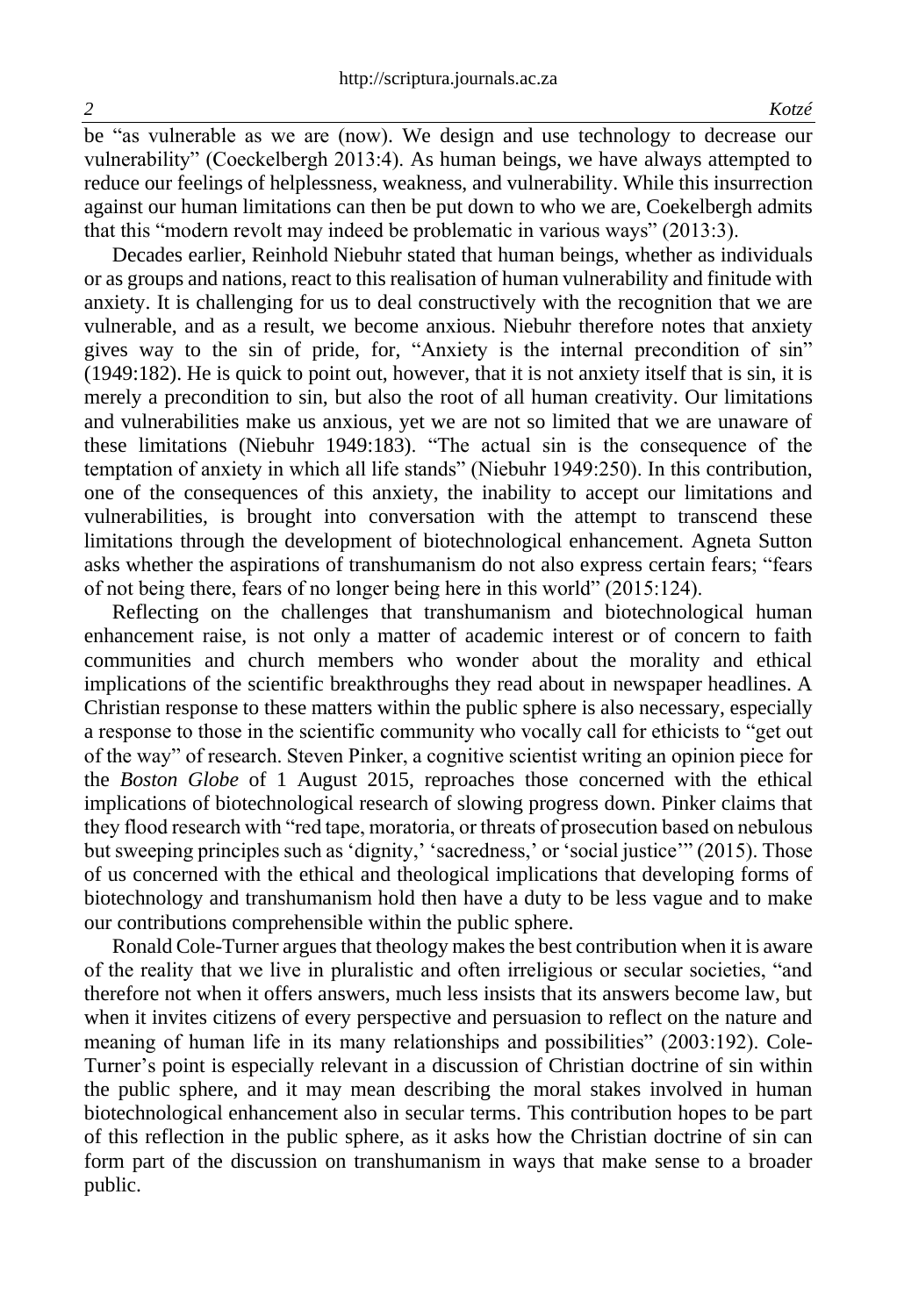be "as vulnerable as we are (now). We design and use technology to decrease our vulnerability" (Coeckelbergh 2013:4). As human beings, we have always attempted to reduce our feelings of helplessness, weakness, and vulnerability. While this insurrection against our human limitations can then be put down to who we are, Coekelbergh admits that this "modern revolt may indeed be problematic in various ways" (2013:3).

Decades earlier, Reinhold Niebuhr stated that human beings, whether as individuals or as groups and nations, react to this realisation of human vulnerability and finitude with anxiety. It is challenging for us to deal constructively with the recognition that we are vulnerable, and as a result, we become anxious. Niebuhr therefore notes that anxiety gives way to the sin of pride, for, "Anxiety is the internal precondition of sin" (1949:182). He is quick to point out, however, that it is not anxiety itself that is sin, it is merely a precondition to sin, but also the root of all human creativity. Our limitations and vulnerabilities make us anxious, yet we are not so limited that we are unaware of these limitations (Niebuhr 1949:183). "The actual sin is the consequence of the temptation of anxiety in which all life stands" (Niebuhr 1949:250). In this contribution, one of the consequences of this anxiety, the inability to accept our limitations and vulnerabilities, is brought into conversation with the attempt to transcend these limitations through the development of biotechnological enhancement. Agneta Sutton asks whether the aspirations of transhumanism do not also express certain fears; "fears of not being there, fears of no longer being here in this world" (2015:124).

Reflecting on the challenges that transhumanism and biotechnological human enhancement raise, is not only a matter of academic interest or of concern to faith communities and church members who wonder about the morality and ethical implications of the scientific breakthroughs they read about in newspaper headlines. A Christian response to these matters within the public sphere is also necessary, especially a response to those in the scientific community who vocally call for ethicists to "get out of the way" of research. Steven Pinker, a cognitive scientist writing an opinion piece for the *Boston Globe* of 1 August 2015, reproaches those concerned with the ethical implications of biotechnological research of slowing progress down. Pinker claims that they flood research with "red tape, moratoria, or threats of prosecution based on nebulous but sweeping principles such as 'dignity,' 'sacredness,' or 'social justice'" (2015). Those of us concerned with the ethical and theological implications that developing forms of biotechnology and transhumanism hold then have a duty to be less vague and to make our contributions comprehensible within the public sphere.

Ronald Cole-Turner argues that theology makes the best contribution when it is aware of the reality that we live in pluralistic and often irreligious or secular societies, "and therefore not when it offers answers, much less insists that its answers become law, but when it invites citizens of every perspective and persuasion to reflect on the nature and meaning of human life in its many relationships and possibilities" (2003:192). Cole-Turner's point is especially relevant in a discussion of Christian doctrine of sin within the public sphere, and it may mean describing the moral stakes involved in human biotechnological enhancement also in secular terms. This contribution hopes to be part of this reflection in the public sphere, as it asks how the Christian doctrine of sin can form part of the discussion on transhumanism in ways that make sense to a broader public.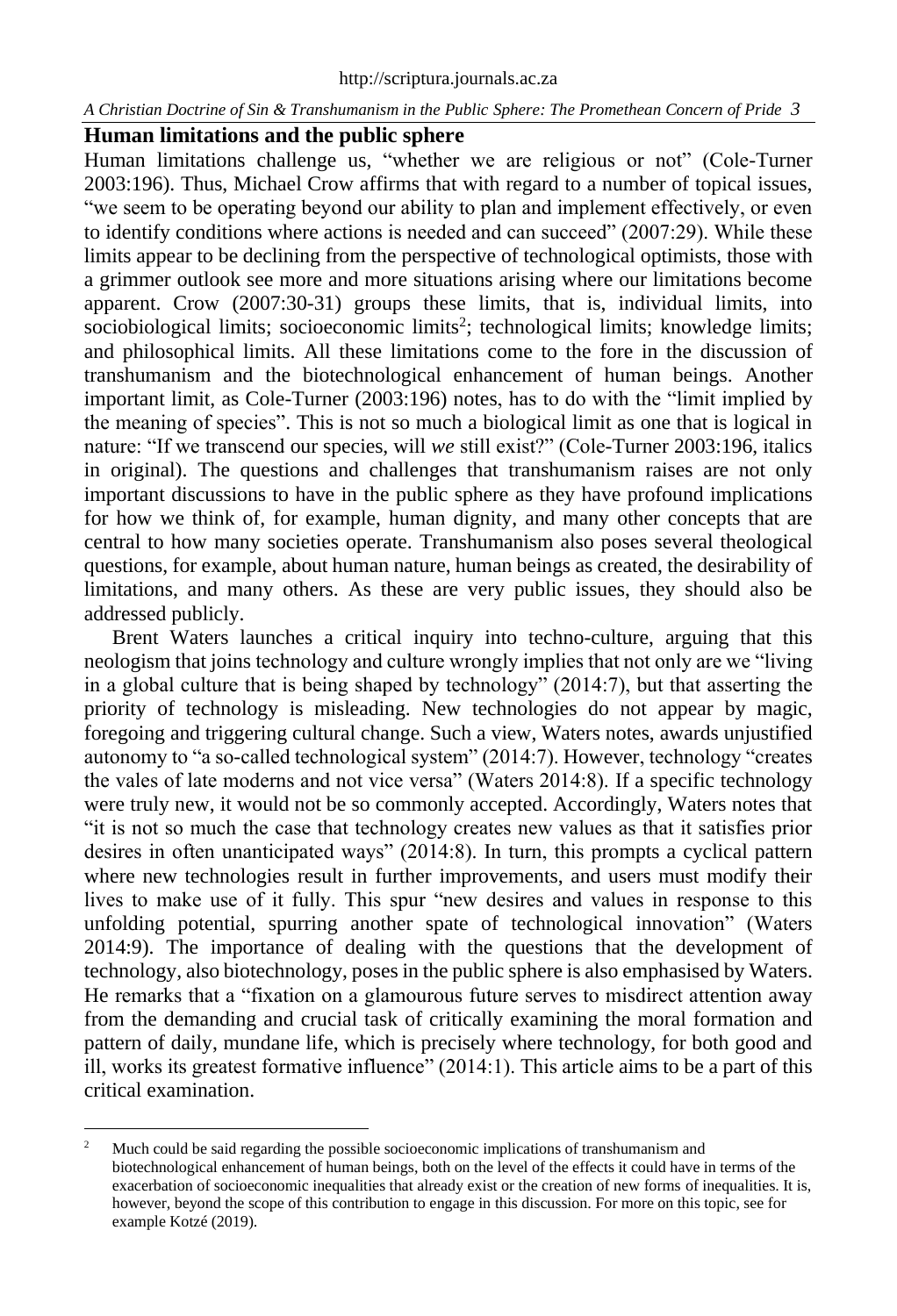## Human limitations and the public sphere

Human limitations challenge us, "whether we are religious or not" (Cole-Turner 2003:196). Thus, Michael Crow affirms that with regard to a number of topical issues, "we seem to be operating beyond our ability to plan and implement effectively, or even to identify conditions where actions is needed and can succeed" (2007:29). While these limits appear to be declining from the perspective of technological optimists, those with a grimmer outlook see more and more situations arising where our limitations become apparent. Crow (2007:30-31) groups these limits, that is, individual limits, into sociobiological limits; socioeconomic limits[2]; technological limits; knowledge limits; and philosophical limits. All these limitations come to the fore in the discussion of transhumanism and the biotechnological enhancement of human beings. Another important limit, as Cole-Turner (2003:196) notes, has to do with the "limit implied by the meaning of species". This is not so much a biological limit as one that is logical in nature: "If we transcend our species, will *we* still exist?" (Cole-Turner 2003:196, italics in original). The questions and challenges that transhumanism raises are not only important discussions to have in the public sphere as they have profound implications for how we think of, for example, human dignity, and many other concepts that are central to how many societies operate. Transhumanism also poses several theological questions, for example, about human nature, human beings as created, the desirability of limitations, and many others. As these are very public issues, they should also be addressed publicly.

Brent Waters launches a critical inquiry into techno-culture, arguing that this neologism that joins technology and culture wrongly implies that not only are we "living in a global culture that is being shaped by technology" (2014:7), but that asserting the priority of technology is misleading. New technologies do not appear by magic, foregoing and triggering cultural change. Such a view, Waters notes, awards unjustified autonomy to "a so-called technological system" (2014:7). However, technology "creates the vales of late moderns and not vice versa" (Waters 2014:8). If a specific technology were truly new, it would not be so commonly accepted. Accordingly, Waters notes that "it is not so much the case that technology creates new values as that it satisfies prior desires in often unanticipated ways" (2014:8). In turn, this prompts a cyclical pattern where new technologies result in further improvements, and users must modify their lives to make use of it fully. This spur "new desires and values in response to this unfolding potential, spurring another spate of technological innovation" (Waters 2014:9). The importance of dealing with the questions that the development of technology, also biotechnology, poses in the public sphere is also emphasised by Waters. He remarks that a "fixation on a glamourous future serves to misdirect attention away from the demanding and crucial task of critically examining the moral formation and pattern of daily, mundane life, which is precisely where technology, for both good and ill, works its greatest formative influence" (2014:1). This article aims to be a part of this critical examination.

[2] Much could be said regarding the possible socioeconomic implications of transhumanism and biotechnological enhancement of human beings, both on the level of the effects it could have in terms of the exacerbation of socioeconomic inequalities that already exist or the creation of new forms of inequalities. It is, however, beyond the scope of this contribution to engage in this discussion. For more on this topic, see for example Kotzé (2019).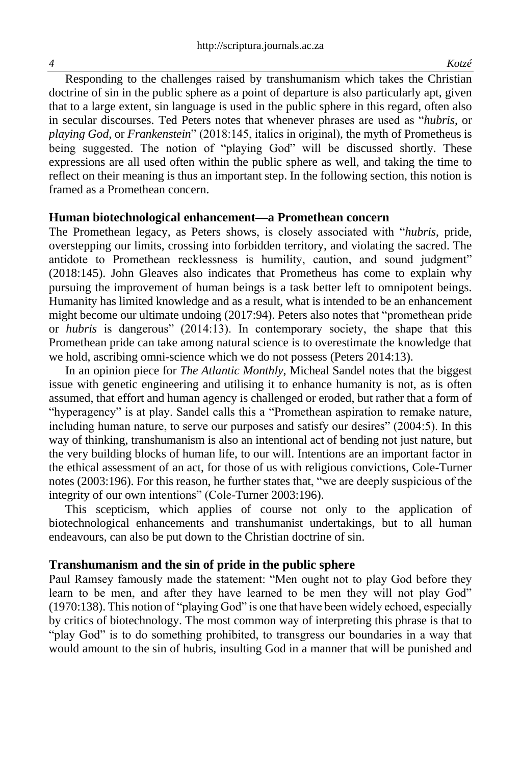Responding to the challenges raised by transhumanism which takes the Christian doctrine of sin in the public sphere as a point of departure is also particularly apt, given that to a large extent, sin language is used in the public sphere in this regard, often also in secular discourses. Ted Peters notes that whenever phrases are used as "*hubris*, or *playing God*, or *Frankenstein*" (2018:145, italics in original), the myth of Prometheus is being suggested. The notion of "playing God" will be discussed shortly. These expressions are all used often within the public sphere as well, and taking the time to reflect on their meaning is thus an important step. In the following section, this notion is framed as a Promethean concern.

## Human biotechnological enhancement—a Promethean concern

The Promethean legacy, as Peters shows, is closely associated with "*hubris*, pride, overstepping our limits, crossing into forbidden territory, and violating the sacred. The antidote to Promethean recklessness is humility, caution, and sound judgment" (2018:145). John Gleaves also indicates that Prometheus has come to explain why pursuing the improvement of human beings is a task better left to omnipotent beings. Humanity has limited knowledge and as a result, what is intended to be an enhancement might become our ultimate undoing (2017:94). Peters also notes that "promethean pride or *hubris* is dangerous" (2014:13). In contemporary society, the shape that this Promethean pride can take among natural science is to overestimate the knowledge that we hold, ascribing omni-science which we do not possess (Peters 2014:13).

In an opinion piece for *The Atlantic Monthly*, Micheal Sandel notes that the biggest issue with genetic engineering and utilising it to enhance humanity is not, as is often assumed, that effort and human agency is challenged or eroded, but rather that a form of "hyperagency" is at play. Sandel calls this a "Promethean aspiration to remake nature, including human nature, to serve our purposes and satisfy our desires" (2004:5). In this way of thinking, transhumanism is also an intentional act of bending not just nature, but the very building blocks of human life, to our will. Intentions are an important factor in the ethical assessment of an act, for those of us with religious convictions, Cole-Turner notes (2003:196). For this reason, he further states that, "we are deeply suspicious of the integrity of our own intentions" (Cole-Turner 2003:196).

This scepticism, which applies of course not only to the application of biotechnological enhancements and transhumanist undertakings, but to all human endeavours, can also be put down to the Christian doctrine of sin.

## Transhumanism and the sin of pride in the public sphere

Paul Ramsey famously made the statement: "Men ought not to play God before they learn to be men, and after they have learned to be men they will not play God" (1970:138). This notion of "playing God" is one that have been widely echoed, especially by critics of biotechnology. The most common way of interpreting this phrase is that to "play God" is to do something prohibited, to transgress our boundaries in a way that would amount to the sin of hubris, insulting God in a manner that will be punished and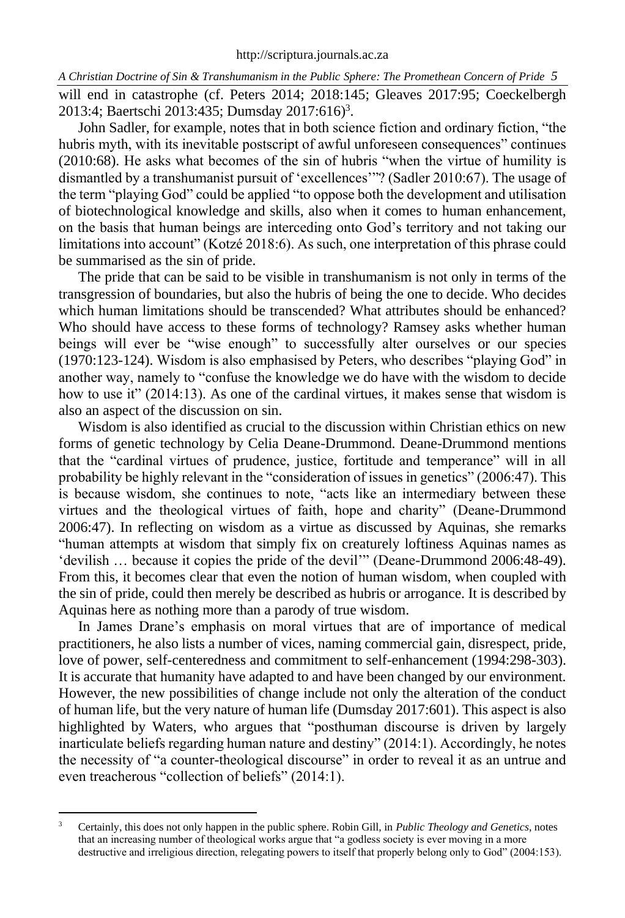will end in catastrophe (cf. Peters 2014; 2018:145; Gleaves 2017:95; Coeckelbergh 2013:4; Baertschi 2013:435; Dumsday 2017:616)[3].

John Sadler, for example, notes that in both science fiction and ordinary fiction, "the hubris myth, with its inevitable postscript of awful unforeseen consequences" continues (2010:68). He asks what becomes of the sin of hubris "when the virtue of humility is dismantled by a transhumanist pursuit of 'excellences'"? (Sadler 2010:67). The usage of the term "playing God" could be applied "to oppose both the development and utilisation of biotechnological knowledge and skills, also when it comes to human enhancement, on the basis that human beings are interceding onto God's territory and not taking our limitations into account" (Kotzé 2018:6). As such, one interpretation of this phrase could be summarised as the sin of pride.

The pride that can be said to be visible in transhumanism is not only in terms of the transgression of boundaries, but also the hubris of being the one to decide. Who decides which human limitations should be transcended? What attributes should be enhanced? Who should have access to these forms of technology? Ramsey asks whether human beings will ever be "wise enough" to successfully alter ourselves or our species (1970:123-124). Wisdom is also emphasised by Peters, who describes "playing God" in another way, namely to "confuse the knowledge we do have with the wisdom to decide how to use it" (2014:13). As one of the cardinal virtues, it makes sense that wisdom is also an aspect of the discussion on sin.

Wisdom is also identified as crucial to the discussion within Christian ethics on new forms of genetic technology by Celia Deane-Drummond. Deane-Drummond mentions that the "cardinal virtues of prudence, justice, fortitude and temperance" will in all probability be highly relevant in the "consideration of issues in genetics" (2006:47). This is because wisdom, she continues to note, "acts like an intermediary between these virtues and the theological virtues of faith, hope and charity" (Deane-Drummond 2006:47). In reflecting on wisdom as a virtue as discussed by Aquinas, she remarks "human attempts at wisdom that simply fix on creaturely loftiness Aquinas names as 'devilish … because it copies the pride of the devil'" (Deane-Drummond 2006:48-49). From this, it becomes clear that even the notion of human wisdom, when coupled with the sin of pride, could then merely be described as hubris or arrogance. It is described by Aquinas here as nothing more than a parody of true wisdom.

In James Drane's emphasis on moral virtues that are of importance of medical practitioners, he also lists a number of vices, naming commercial gain, disrespect, pride, love of power, self-centeredness and commitment to self-enhancement (1994:298-303). It is accurate that humanity have adapted to and have been changed by our environment. However, the new possibilities of change include not only the alteration of the conduct of human life, but the very nature of human life (Dumsday 2017:601). This aspect is also highlighted by Waters, who argues that "posthuman discourse is driven by largely inarticulate beliefs regarding human nature and destiny" (2014:1). Accordingly, he notes the necessity of "a counter-theological discourse" in order to reveal it as an untrue and even treacherous "collection of beliefs" (2014:1).

---

[3] Certainly, this does not only happen in the public sphere. Robin Gill, in *Public Theology and Genetics*, notes that an increasing number of theological works argue that "a godless society is ever moving in a more destructive and irreligious direction, relegating powers to itself that properly belong only to God" (2004:153).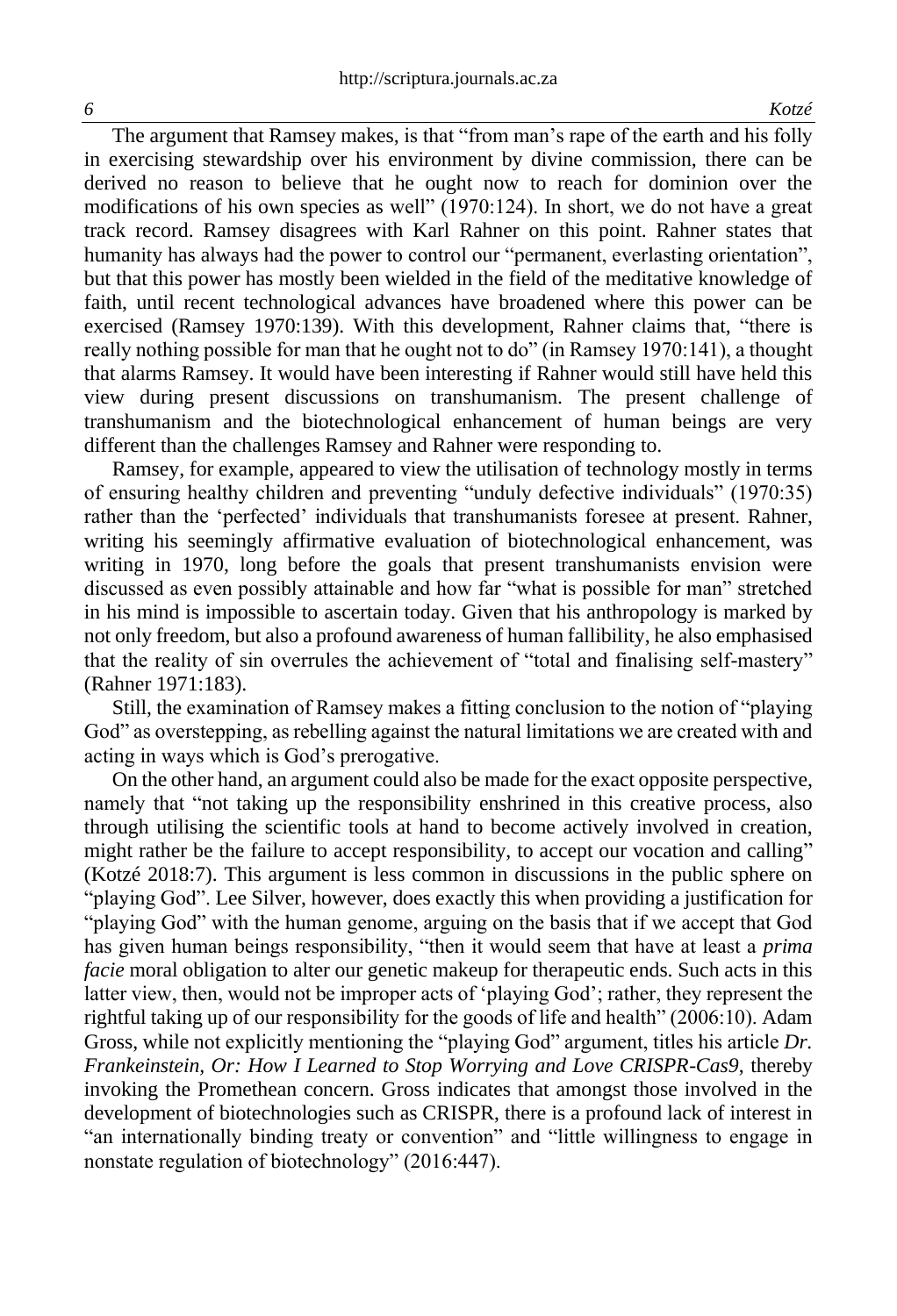The argument that Ramsey makes, is that "from man's rape of the earth and his folly in exercising stewardship over his environment by divine commission, there can be derived no reason to believe that he ought now to reach for dominion over the modifications of his own species as well" (1970:124). In short, we do not have a great track record. Ramsey disagrees with Karl Rahner on this point. Rahner states that humanity has always had the power to control our "permanent, everlasting orientation", but that this power has mostly been wielded in the field of the meditative knowledge of faith, until recent technological advances have broadened where this power can be exercised (Ramsey 1970:139). With this development, Rahner claims that, "there is really nothing possible for man that he ought not to do" (in Ramsey 1970:141), a thought that alarms Ramsey. It would have been interesting if Rahner would still have held this view during present discussions on transhumanism. The present challenge of transhumanism and the biotechnological enhancement of human beings are very different than the challenges Ramsey and Rahner were responding to.

Ramsey, for example, appeared to view the utilisation of technology mostly in terms of ensuring healthy children and preventing "unduly defective individuals" (1970:35) rather than the 'perfected' individuals that transhumanists foresee at present. Rahner, writing his seemingly affirmative evaluation of biotechnological enhancement, was writing in 1970, long before the goals that present transhumanists envision were discussed as even possibly attainable and how far "what is possible for man" stretched in his mind is impossible to ascertain today. Given that his anthropology is marked by not only freedom, but also a profound awareness of human fallibility, he also emphasised that the reality of sin overrules the achievement of "total and finalising self-mastery" (Rahner 1971:183).

Still, the examination of Ramsey makes a fitting conclusion to the notion of "playing God" as overstepping, as rebelling against the natural limitations we are created with and acting in ways which is God's prerogative.

On the other hand, an argument could also be made for the exact opposite perspective, namely that "not taking up the responsibility enshrined in this creative process, also through utilising the scientific tools at hand to become actively involved in creation, might rather be the failure to accept responsibility, to accept our vocation and calling" (Kotzé 2018:7). This argument is less common in discussions in the public sphere on "playing God". Lee Silver, however, does exactly this when providing a justification for "playing God" with the human genome, arguing on the basis that if we accept that God has given human beings responsibility, "then it would seem that have at least a *prima facie* moral obligation to alter our genetic makeup for therapeutic ends. Such acts in this latter view, then, would not be improper acts of 'playing God'; rather, they represent the rightful taking up of our responsibility for the goods of life and health" (2006:10). Adam Gross, while not explicitly mentioning the "playing God" argument, titles his article *Dr. Frankeinstein, Or: How I Learned to Stop Worrying and Love CRISPR-Cas9*, thereby invoking the Promethean concern. Gross indicates that amongst those involved in the development of biotechnologies such as CRISPR, there is a profound lack of interest in "an internationally binding treaty or convention" and "little willingness to engage in nonstate regulation of biotechnology" (2016:447).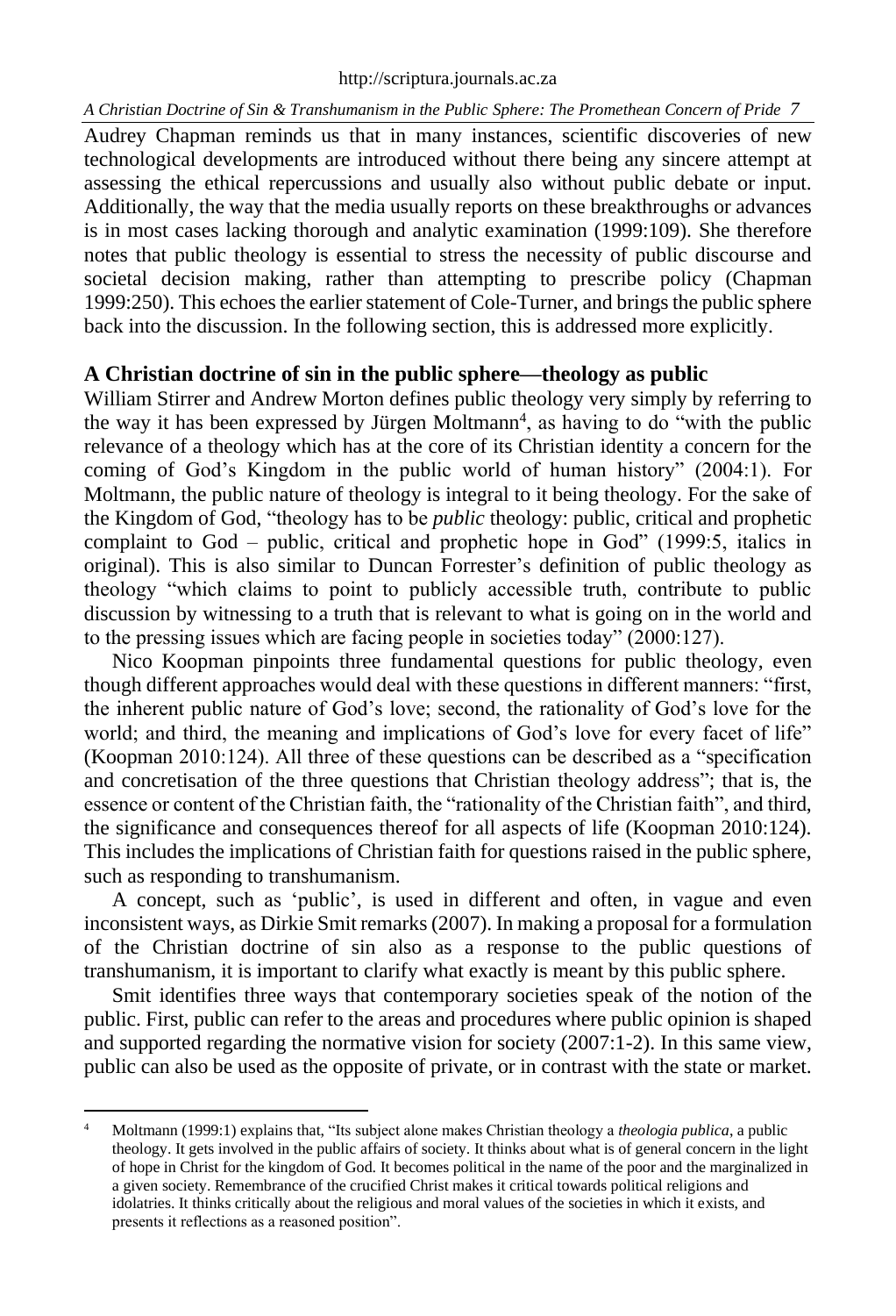Audrey Chapman reminds us that in many instances, scientific discoveries of new technological developments are introduced without there being any sincere attempt at assessing the ethical repercussions and usually also without public debate or input. Additionally, the way that the media usually reports on these breakthroughs or advances is in most cases lacking thorough and analytic examination (1999:109). She therefore notes that public theology is essential to stress the necessity of public discourse and societal decision making, rather than attempting to prescribe policy (Chapman 1999:250). This echoes the earlier statement of Cole-Turner, and brings the public sphere back into the discussion. In the following section, this is addressed more explicitly.

## A Christian doctrine of sin in the public sphere—theology as public

William Stirrer and Andrew Morton defines public theology very simply by referring to the way it has been expressed by Jürgen Moltmann[4], as having to do "with the public relevance of a theology which has at the core of its Christian identity a concern for the coming of God's Kingdom in the public world of human history" (2004:1). For Moltmann, the public nature of theology is integral to it being theology. For the sake of the Kingdom of God, "theology has to be *public* theology: public, critical and prophetic complaint to God – public, critical and prophetic hope in God" (1999:5, italics in original). This is also similar to Duncan Forrester's definition of public theology as theology "which claims to point to publicly accessible truth, contribute to public discussion by witnessing to a truth that is relevant to what is going on in the world and to the pressing issues which are facing people in societies today" (2000:127).

Nico Koopman pinpoints three fundamental questions for public theology, even though different approaches would deal with these questions in different manners: "first, the inherent public nature of God's love; second, the rationality of God's love for the world; and third, the meaning and implications of God's love for every facet of life" (Koopman 2010:124). All three of these questions can be described as a "specification and concretisation of the three questions that Christian theology address"; that is, the essence or content of the Christian faith, the "rationality of the Christian faith", and third, the significance and consequences thereof for all aspects of life (Koopman 2010:124). This includes the implications of Christian faith for questions raised in the public sphere, such as responding to transhumanism.

A concept, such as 'public', is used in different and often, in vague and even inconsistent ways, as Dirkie Smit remarks (2007). In making a proposal for a formulation of the Christian doctrine of sin also as a response to the public questions of transhumanism, it is important to clarify what exactly is meant by this public sphere.

Smit identifies three ways that contemporary societies speak of the notion of the public. First, public can refer to the areas and procedures where public opinion is shaped and supported regarding the normative vision for society (2007:1-2). In this same view, public can also be used as the opposite of private, or in contrast with the state or market.

---

[4] Moltmann (1999:1) explains that, "Its subject alone makes Christian theology a *theologia publica*, a public theology. It gets involved in the public affairs of society. It thinks about what is of general concern in the light of hope in Christ for the kingdom of God. It becomes political in the name of the poor and the marginalized in a given society. Remembrance of the crucified Christ makes it critical towards political religions and idolatries. It thinks critically about the religious and moral values of the societies in which it exists, and presents it reflections as a reasoned position".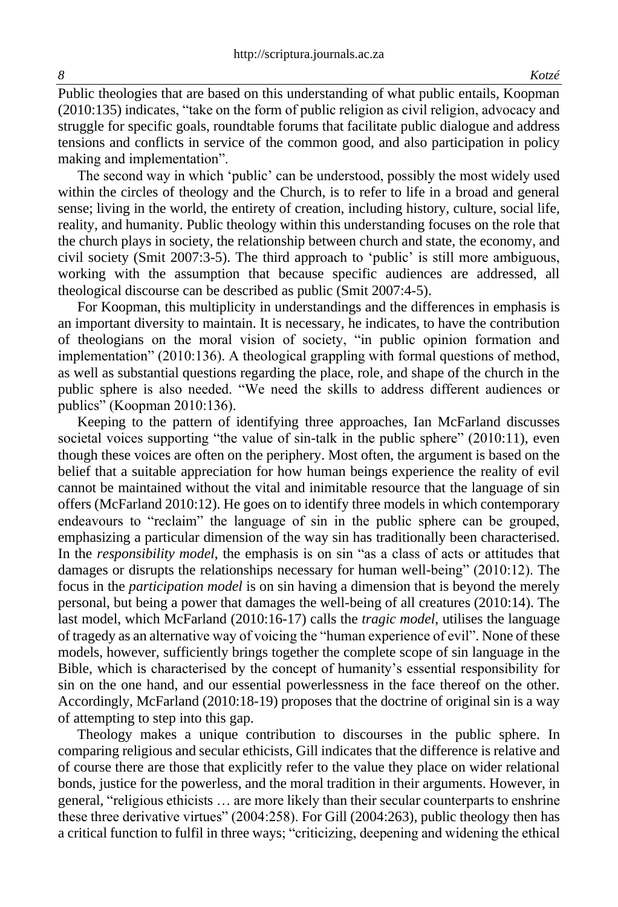Public theologies that are based on this understanding of what public entails, Koopman (2010:135) indicates, "take on the form of public religion as civil religion, advocacy and struggle for specific goals, roundtable forums that facilitate public dialogue and address tensions and conflicts in service of the common good, and also participation in policy making and implementation".

The second way in which 'public' can be understood, possibly the most widely used within the circles of theology and the Church, is to refer to life in a broad and general sense; living in the world, the entirety of creation, including history, culture, social life, reality, and humanity. Public theology within this understanding focuses on the role that the church plays in society, the relationship between church and state, the economy, and civil society (Smit 2007:3-5). The third approach to 'public' is still more ambiguous, working with the assumption that because specific audiences are addressed, all theological discourse can be described as public (Smit 2007:4-5).

For Koopman, this multiplicity in understandings and the differences in emphasis is an important diversity to maintain. It is necessary, he indicates, to have the contribution of theologians on the moral vision of society, "in public opinion formation and implementation" (2010:136). A theological grappling with formal questions of method, as well as substantial questions regarding the place, role, and shape of the church in the public sphere is also needed. "We need the skills to address different audiences or publics" (Koopman 2010:136).

Keeping to the pattern of identifying three approaches, Ian McFarland discusses societal voices supporting "the value of sin-talk in the public sphere" (2010:11), even though these voices are often on the periphery. Most often, the argument is based on the belief that a suitable appreciation for how human beings experience the reality of evil cannot be maintained without the vital and inimitable resource that the language of sin offers (McFarland 2010:12). He goes on to identify three models in which contemporary endeavours to "reclaim" the language of sin in the public sphere can be grouped, emphasizing a particular dimension of the way sin has traditionally been characterised. In the *responsibility model*, the emphasis is on sin "as a class of acts or attitudes that damages or disrupts the relationships necessary for human well-being" (2010:12). The focus in the *participation model* is on sin having a dimension that is beyond the merely personal, but being a power that damages the well-being of all creatures (2010:14). The last model, which McFarland (2010:16-17) calls the *tragic model*, utilises the language of tragedy as an alternative way of voicing the "human experience of evil". None of these models, however, sufficiently brings together the complete scope of sin language in the Bible, which is characterised by the concept of humanity's essential responsibility for sin on the one hand, and our essential powerlessness in the face thereof on the other. Accordingly, McFarland (2010:18-19) proposes that the doctrine of original sin is a way of attempting to step into this gap.

Theology makes a unique contribution to discourses in the public sphere. In comparing religious and secular ethicists, Gill indicates that the difference is relative and of course there are those that explicitly refer to the value they place on wider relational bonds, justice for the powerless, and the moral tradition in their arguments. However, in general, "religious ethicists … are more likely than their secular counterparts to enshrine these three derivative virtues" (2004:258). For Gill (2004:263), public theology then has a critical function to fulfil in three ways; "criticizing, deepening and widening the ethical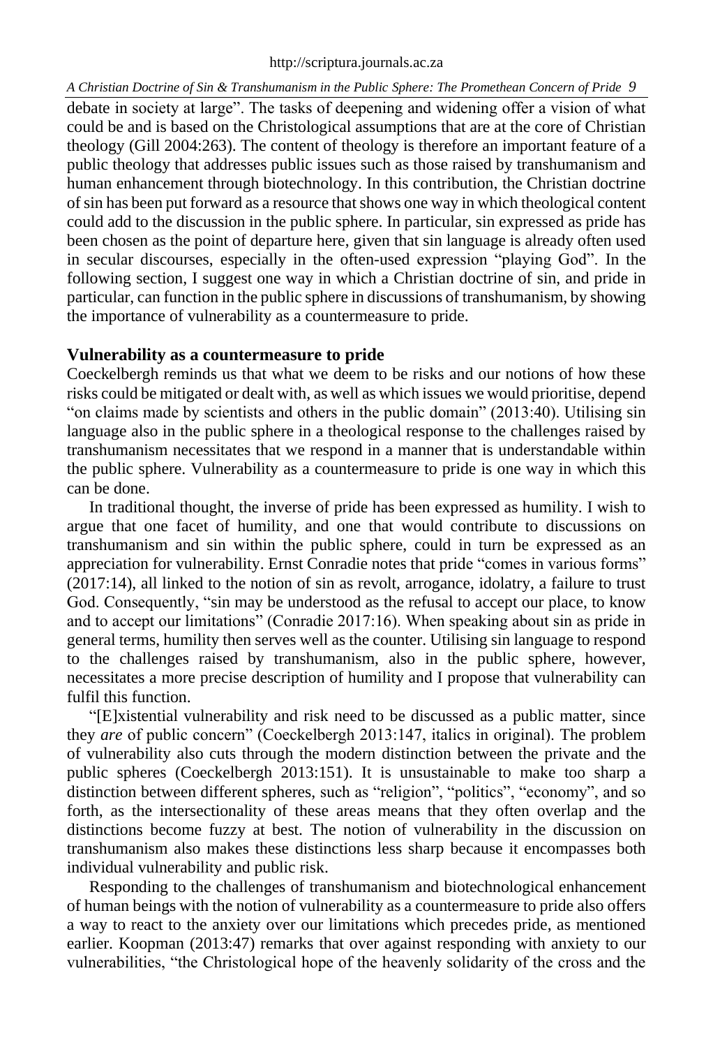debate in society at large". The tasks of deepening and widening offer a vision of what could be and is based on the Christological assumptions that are at the core of Christian theology (Gill 2004:263). The content of theology is therefore an important feature of a public theology that addresses public issues such as those raised by transhumanism and human enhancement through biotechnology. In this contribution, the Christian doctrine of sin has been put forward as a resource that shows one way in which theological content could add to the discussion in the public sphere. In particular, sin expressed as pride has been chosen as the point of departure here, given that sin language is already often used in secular discourses, especially in the often-used expression "playing God". In the following section, I suggest one way in which a Christian doctrine of sin, and pride in particular, can function in the public sphere in discussions of transhumanism, by showing the importance of vulnerability as a countermeasure to pride.

## Vulnerability as a countermeasure to pride

Coeckelbergh reminds us that what we deem to be risks and our notions of how these risks could be mitigated or dealt with, as well as which issues we would prioritise, depend "on claims made by scientists and others in the public domain" (2013:40). Utilising sin language also in the public sphere in a theological response to the challenges raised by transhumanism necessitates that we respond in a manner that is understandable within the public sphere. Vulnerability as a countermeasure to pride is one way in which this can be done.

In traditional thought, the inverse of pride has been expressed as humility. I wish to argue that one facet of humility, and one that would contribute to discussions on transhumanism and sin within the public sphere, could in turn be expressed as an appreciation for vulnerability. Ernst Conradie notes that pride "comes in various forms" (2017:14), all linked to the notion of sin as revolt, arrogance, idolatry, a failure to trust God. Consequently, "sin may be understood as the refusal to accept our place, to know and to accept our limitations" (Conradie 2017:16). When speaking about sin as pride in general terms, humility then serves well as the counter. Utilising sin language to respond to the challenges raised by transhumanism, also in the public sphere, however, necessitates a more precise description of humility and I propose that vulnerability can fulfil this function.

"[E]xistential vulnerability and risk need to be discussed as a public matter, since they *are* of public concern" (Coeckelbergh 2013:147, italics in original). The problem of vulnerability also cuts through the modern distinction between the private and the public spheres (Coeckelbergh 2013:151). It is unsustainable to make too sharp a distinction between different spheres, such as "religion", "politics", "economy", and so forth, as the intersectionality of these areas means that they often overlap and the distinctions become fuzzy at best. The notion of vulnerability in the discussion on transhumanism also makes these distinctions less sharp because it encompasses both individual vulnerability and public risk.

Responding to the challenges of transhumanism and biotechnological enhancement of human beings with the notion of vulnerability as a countermeasure to pride also offers a way to react to the anxiety over our limitations which precedes pride, as mentioned earlier. Koopman (2013:47) remarks that over against responding with anxiety to our vulnerabilities, "the Christological hope of the heavenly solidarity of the cross and the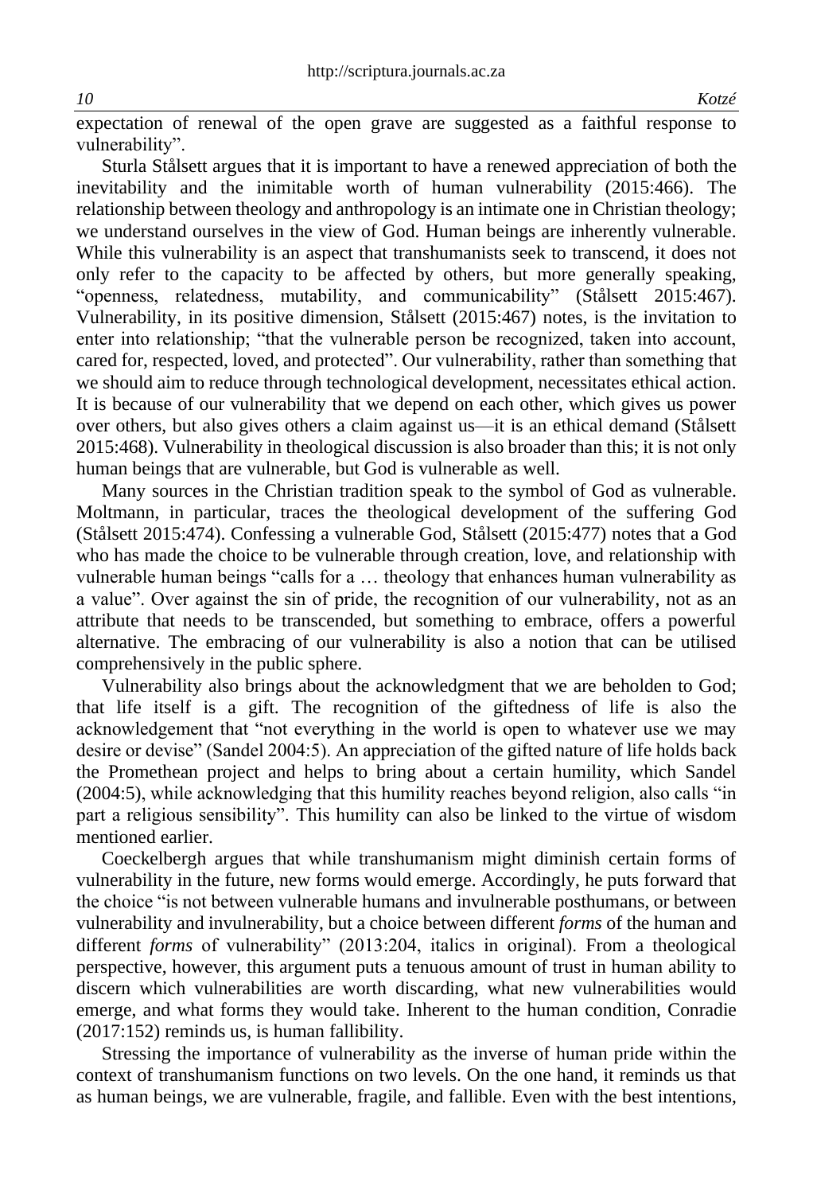expectation of renewal of the open grave are suggested as a faithful response to vulnerability".

Sturla Stålsett argues that it is important to have a renewed appreciation of both the inevitability and the inimitable worth of human vulnerability (2015:466). The relationship between theology and anthropology is an intimate one in Christian theology; we understand ourselves in the view of God. Human beings are inherently vulnerable. While this vulnerability is an aspect that transhumanists seek to transcend, it does not only refer to the capacity to be affected by others, but more generally speaking, "openness, relatedness, mutability, and communicability" (Stålsett 2015:467). Vulnerability, in its positive dimension, Stålsett (2015:467) notes, is the invitation to enter into relationship; "that the vulnerable person be recognized, taken into account, cared for, respected, loved, and protected". Our vulnerability, rather than something that we should aim to reduce through technological development, necessitates ethical action. It is because of our vulnerability that we depend on each other, which gives us power over others, but also gives others a claim against us—it is an ethical demand (Stålsett 2015:468). Vulnerability in theological discussion is also broader than this; it is not only human beings that are vulnerable, but God is vulnerable as well.

Many sources in the Christian tradition speak to the symbol of God as vulnerable. Moltmann, in particular, traces the theological development of the suffering God (Stålsett 2015:474). Confessing a vulnerable God, Stålsett (2015:477) notes that a God who has made the choice to be vulnerable through creation, love, and relationship with vulnerable human beings "calls for a … theology that enhances human vulnerability as a value". Over against the sin of pride, the recognition of our vulnerability, not as an attribute that needs to be transcended, but something to embrace, offers a powerful alternative. The embracing of our vulnerability is also a notion that can be utilised comprehensively in the public sphere.

Vulnerability also brings about the acknowledgment that we are beholden to God; that life itself is a gift. The recognition of the giftedness of life is also the acknowledgement that "not everything in the world is open to whatever use we may desire or devise" (Sandel 2004:5). An appreciation of the gifted nature of life holds back the Promethean project and helps to bring about a certain humility, which Sandel (2004:5), while acknowledging that this humility reaches beyond religion, also calls "in part a religious sensibility". This humility can also be linked to the virtue of wisdom mentioned earlier.

Coeckelbergh argues that while transhumanism might diminish certain forms of vulnerability in the future, new forms would emerge. Accordingly, he puts forward that the choice "is not between vulnerable humans and invulnerable posthumans, or between vulnerability and invulnerability, but a choice between different *forms* of the human and different *forms* of vulnerability" (2013:204, italics in original). From a theological perspective, however, this argument puts a tenuous amount of trust in human ability to discern which vulnerabilities are worth discarding, what new vulnerabilities would emerge, and what forms they would take. Inherent to the human condition, Conradie (2017:152) reminds us, is human fallibility.

Stressing the importance of vulnerability as the inverse of human pride within the context of transhumanism functions on two levels. On the one hand, it reminds us that as human beings, we are vulnerable, fragile, and fallible. Even with the best intentions,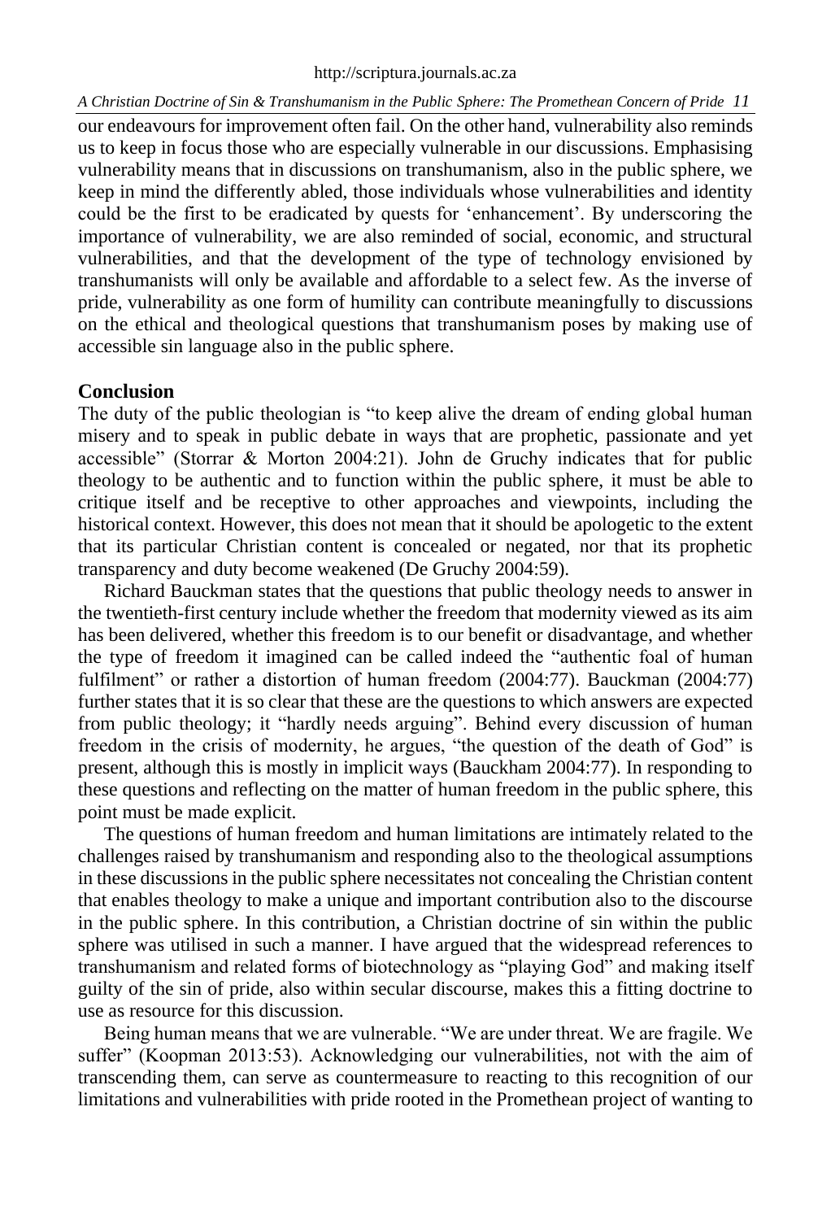our endeavours for improvement often fail. On the other hand, vulnerability also reminds us to keep in focus those who are especially vulnerable in our discussions. Emphasising vulnerability means that in discussions on transhumanism, also in the public sphere, we keep in mind the differently abled, those individuals whose vulnerabilities and identity could be the first to be eradicated by quests for 'enhancement'. By underscoring the importance of vulnerability, we are also reminded of social, economic, and structural vulnerabilities, and that the development of the type of technology envisioned by transhumanists will only be available and affordable to a select few. As the inverse of pride, vulnerability as one form of humility can contribute meaningfully to discussions on the ethical and theological questions that transhumanism poses by making use of accessible sin language also in the public sphere.

## Conclusion

The duty of the public theologian is "to keep alive the dream of ending global human misery and to speak in public debate in ways that are prophetic, passionate and yet accessible" (Storrar & Morton 2004:21). John de Gruchy indicates that for public theology to be authentic and to function within the public sphere, it must be able to critique itself and be receptive to other approaches and viewpoints, including the historical context. However, this does not mean that it should be apologetic to the extent that its particular Christian content is concealed or negated, nor that its prophetic transparency and duty become weakened (De Gruchy 2004:59).

Richard Bauckman states that the questions that public theology needs to answer in the twentieth-first century include whether the freedom that modernity viewed as its aim has been delivered, whether this freedom is to our benefit or disadvantage, and whether the type of freedom it imagined can be called indeed the "authentic foal of human fulfilment" or rather a distortion of human freedom (2004:77). Bauckman (2004:77) further states that it is so clear that these are the questions to which answers are expected from public theology; it "hardly needs arguing". Behind every discussion of human freedom in the crisis of modernity, he argues, "the question of the death of God" is present, although this is mostly in implicit ways (Bauckham 2004:77). In responding to these questions and reflecting on the matter of human freedom in the public sphere, this point must be made explicit.

The questions of human freedom and human limitations are intimately related to the challenges raised by transhumanism and responding also to the theological assumptions in these discussions in the public sphere necessitates not concealing the Christian content that enables theology to make a unique and important contribution also to the discourse in the public sphere. In this contribution, a Christian doctrine of sin within the public sphere was utilised in such a manner. I have argued that the widespread references to transhumanism and related forms of biotechnology as "playing God" and making itself guilty of the sin of pride, also within secular discourse, makes this a fitting doctrine to use as resource for this discussion.

Being human means that we are vulnerable. "We are under threat. We are fragile. We suffer" (Koopman 2013:53). Acknowledging our vulnerabilities, not with the aim of transcending them, can serve as countermeasure to reacting to this recognition of our limitations and vulnerabilities with pride rooted in the Promethean project of wanting to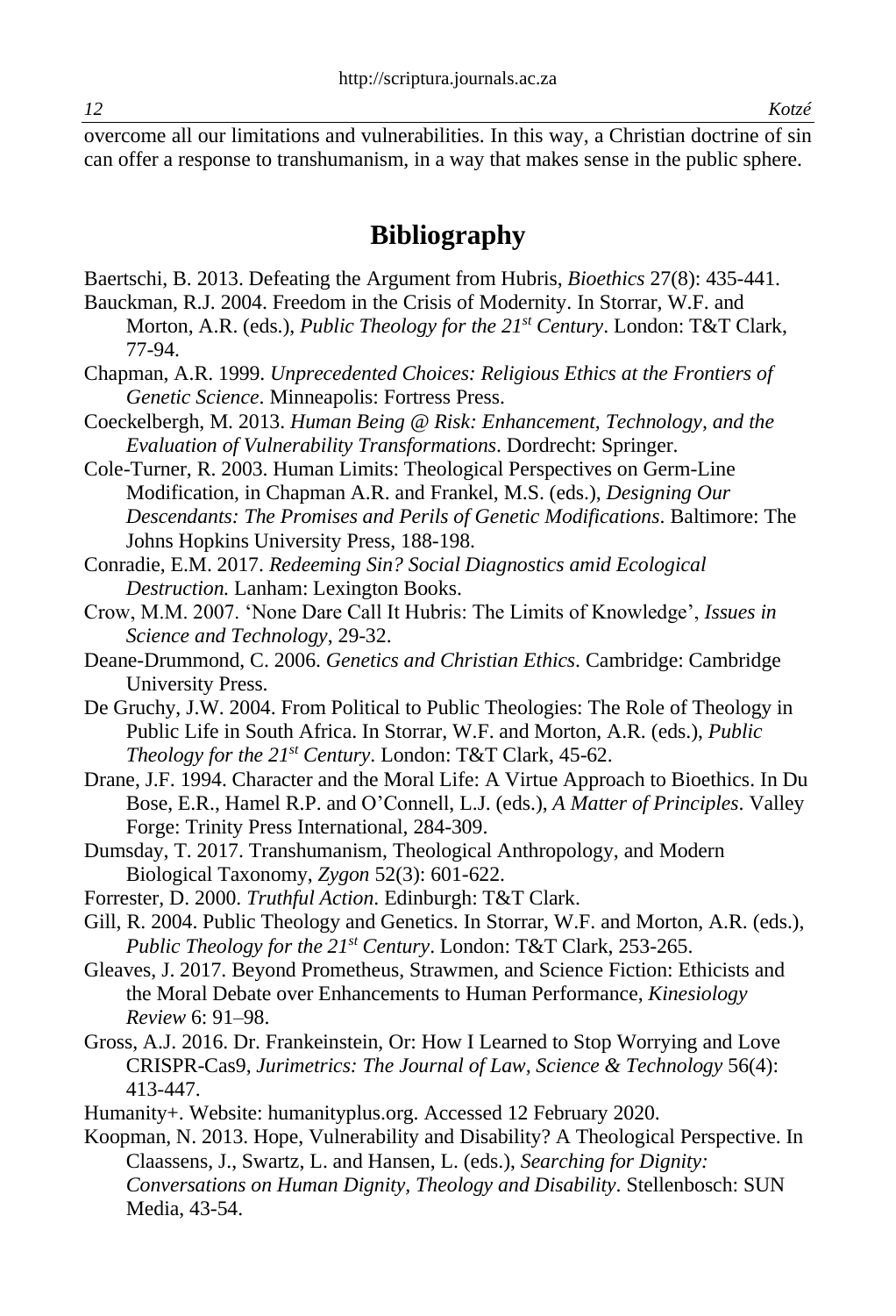overcome all our limitations and vulnerabilities. In this way, a Christian doctrine of sin can offer a response to transhumanism, in a way that makes sense in the public sphere.

## Bibliography

Baertschi, B. 2013. Defeating the Argument from Hubris, *Bioethics* 27(8): 435-441.

Bauckman, R.J. 2004. Freedom in the Crisis of Modernity. In Storrar, W.F. and Morton, A.R. (eds.), *Public Theology for the 21st Century*. London: T&T Clark, 77-94.

Chapman, A.R. 1999. *Unprecedented Choices: Religious Ethics at the Frontiers of Genetic Science*. Minneapolis: Fortress Press.

Coeckelbergh, M. 2013. *Human Being @ Risk: Enhancement, Technology, and the Evaluation of Vulnerability Transformations*. Dordrecht: Springer.

Cole-Turner, R. 2003. Human Limits: Theological Perspectives on Germ-Line Modification, in Chapman A.R. and Frankel, M.S. (eds.), *Designing Our Descendants: The Promises and Perils of Genetic Modifications*. Baltimore: The Johns Hopkins University Press, 188-198.

Conradie, E.M. 2017. *Redeeming Sin? Social Diagnostics amid Ecological Destruction.* Lanham: Lexington Books.

Crow, M.M. 2007. 'None Dare Call It Hubris: The Limits of Knowledge', *Issues in Science and Technology*, 29-32.

Deane-Drummond, C. 2006. *Genetics and Christian Ethics*. Cambridge: Cambridge University Press.

De Gruchy, J.W. 2004. From Political to Public Theologies: The Role of Theology in Public Life in South Africa. In Storrar, W.F. and Morton, A.R. (eds.), *Public Theology for the 21st Century*. London: T&T Clark, 45-62.

Drane, J.F. 1994. Character and the Moral Life: A Virtue Approach to Bioethics. In Du Bose, E.R., Hamel R.P. and O'Connell, L.J. (eds.), *A Matter of Principles*. Valley Forge: Trinity Press International, 284-309.

Dumsday, T. 2017. Transhumanism, Theological Anthropology, and Modern Biological Taxonomy, *Zygon* 52(3): 601-622.

Forrester, D. 2000. *Truthful Action*. Edinburgh: T&T Clark.

Gill, R. 2004. Public Theology and Genetics. In Storrar, W.F. and Morton, A.R. (eds.), *Public Theology for the 21st Century*. London: T&T Clark, 253-265.

Gleaves, J. 2017. Beyond Prometheus, Strawmen, and Science Fiction: Ethicists and the Moral Debate over Enhancements to Human Performance, *Kinesiology Review* 6: 91–98.

Gross, A.J. 2016. Dr. Frankeinstein, Or: How I Learned to Stop Worrying and Love CRISPR-Cas9, *Jurimetrics: The Journal of Law, Science & Technology* 56(4): 413-447.

Humanity+. Website: humanityplus.org. Accessed 12 February 2020.

Koopman, N. 2013. Hope, Vulnerability and Disability? A Theological Perspective. In Claassens, J., Swartz, L. and Hansen, L. (eds.), *Searching for Dignity: Conversations on Human Dignity, Theology and Disability*. Stellenbosch: SUN Media, 43-54.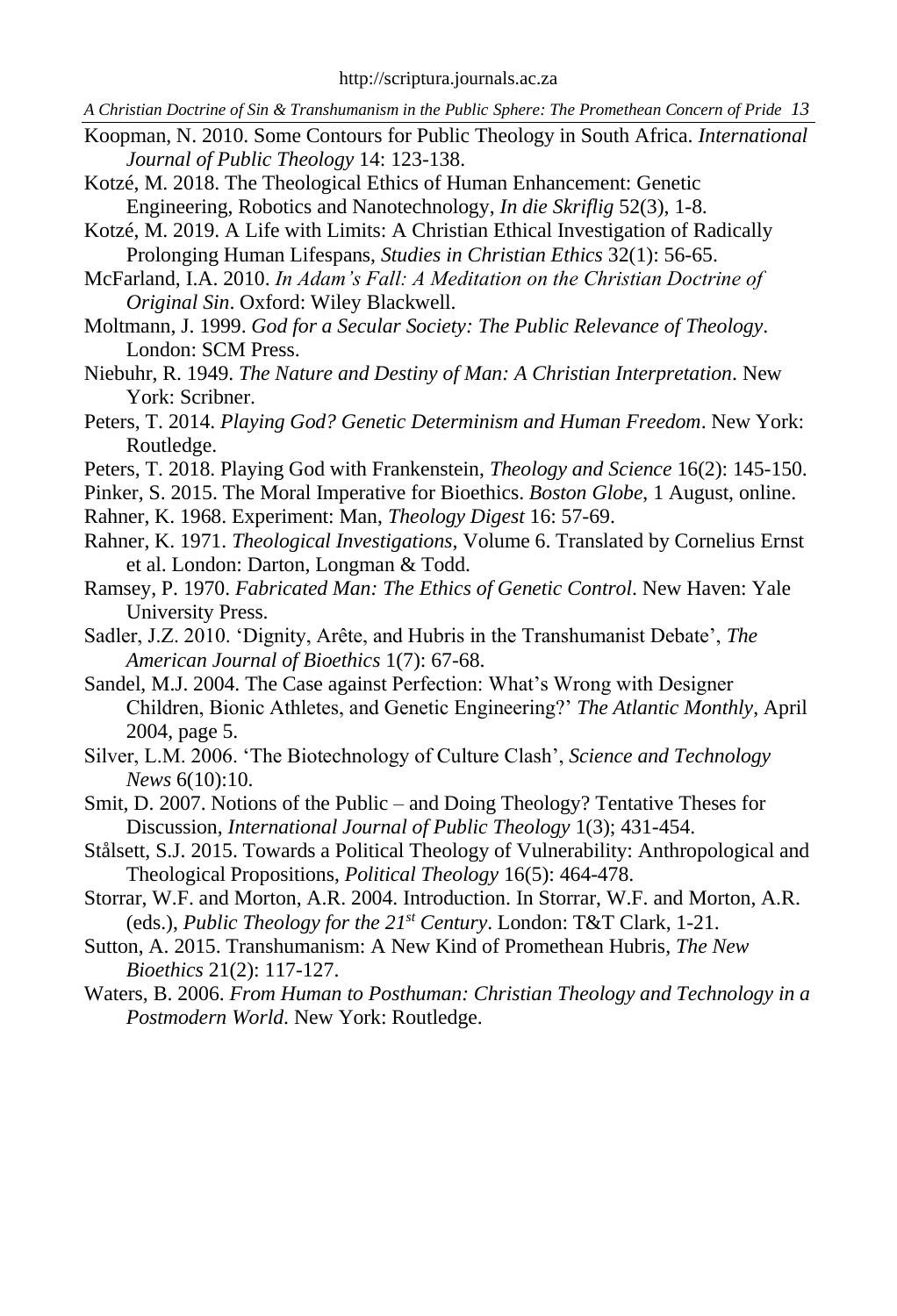Koopman, N. 2010. Some Contours for Public Theology in South Africa. *International Journal of Public Theology* 14: 123-138.

Kotzé, M. 2018. The Theological Ethics of Human Enhancement: Genetic Engineering, Robotics and Nanotechnology, *In die Skriflig* 52(3), 1-8.

Kotzé, M. 2019. A Life with Limits: A Christian Ethical Investigation of Radically Prolonging Human Lifespans, *Studies in Christian Ethics* 32(1): 56-65.

McFarland, I.A. 2010. *In Adam's Fall: A Meditation on the Christian Doctrine of Original Sin*. Oxford: Wiley Blackwell.

Moltmann, J. 1999. *God for a Secular Society: The Public Relevance of Theology*. London: SCM Press.

Niebuhr, R. 1949. *The Nature and Destiny of Man: A Christian Interpretation*. New York: Scribner.

Peters, T. 2014. *Playing God? Genetic Determinism and Human Freedom*. New York: Routledge.

Peters, T. 2018. Playing God with Frankenstein, *Theology and Science* 16(2): 145-150.

Pinker, S. 2015. The Moral Imperative for Bioethics. *Boston Globe*, 1 August, online.

Rahner, K. 1968. Experiment: Man, *Theology Digest* 16: 57-69.

Rahner, K. 1971. *Theological Investigations*, Volume 6. Translated by Cornelius Ernst et al. London: Darton, Longman & Todd.

Ramsey, P. 1970. *Fabricated Man: The Ethics of Genetic Control*. New Haven: Yale University Press.

Sadler, J.Z. 2010. 'Dignity, Arête, and Hubris in the Transhumanist Debate', *The American Journal of Bioethics* 1(7): 67-68.

Sandel, M.J. 2004. The Case against Perfection: What's Wrong with Designer Children, Bionic Athletes, and Genetic Engineering?' *The Atlantic Monthly*, April 2004, page 5.

Silver, L.M. 2006. 'The Biotechnology of Culture Clash', *Science and Technology News* 6(10):10.

Smit, D. 2007. Notions of the Public – and Doing Theology? Tentative Theses for Discussion, *International Journal of Public Theology* 1(3); 431-454.

Stålsett, S.J. 2015. Towards a Political Theology of Vulnerability: Anthropological and Theological Propositions, *Political Theology* 16(5): 464-478.

Storrar, W.F. and Morton, A.R. 2004. Introduction. In Storrar, W.F. and Morton, A.R. (eds.), *Public Theology for the 21st Century*. London: T&T Clark, 1-21.

Sutton, A. 2015. Transhumanism: A New Kind of Promethean Hubris, *The New Bioethics* 21(2): 117-127.

Waters, B. 2006. *From Human to Posthuman: Christian Theology and Technology in a Postmodern World*. New York: Routledge.